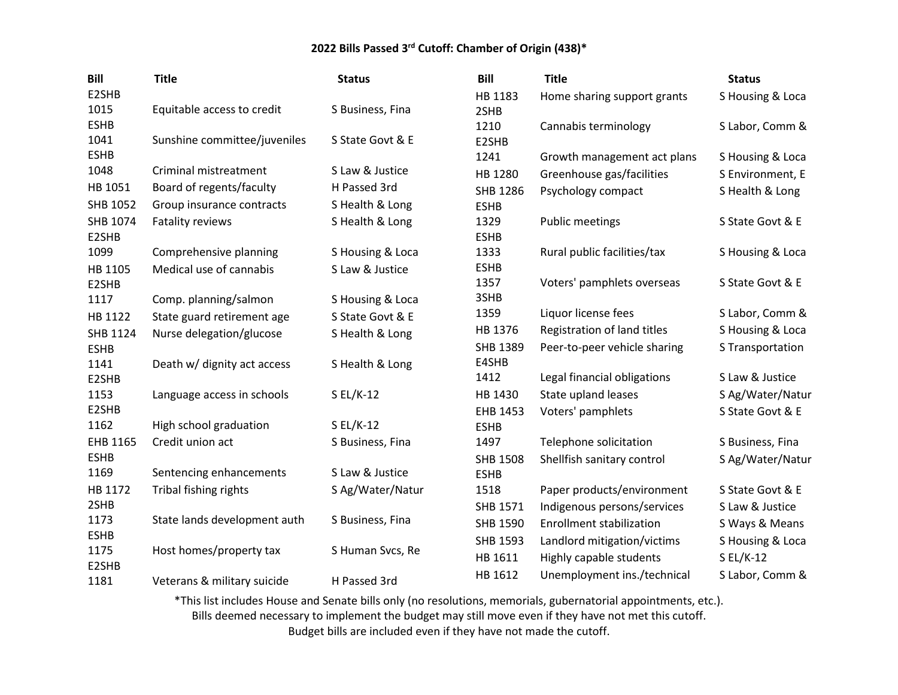# 2022 Bills Passed 3rd Cutoff: Chamber of Origin (438)*

| Bill | Title | Status |
| --- | --- | --- |
| E2SHB 1015 | Equitable access to credit | S Business, Fina |
| ESHB 1041 | Sunshine committee/juveniles | S State Govt & E |
| ESHB 1048 | Criminal mistreatment | S Law & Justice |
| HB 1051 | Board of regents/faculty | H Passed 3rd |
| SHB 1052 | Group insurance contracts | S Health & Long |
| SHB 1074 | Fatality reviews | S Health & Long |
| E2SHB 1099 | Comprehensive planning | S Housing & Loca |
| HB 1105 | Medical use of cannabis | S Law & Justice |
| E2SHB 1117 | Comp. planning/salmon | S Housing & Loca |
| HB 1122 | State guard retirement age | S State Govt & E |
| SHB 1124 | Nurse delegation/glucose | S Health & Long |
| ESHB 1141 | Death w/ dignity act access | S Health & Long |
| E2SHB 1153 | Language access in schools | S EL/K-12 |
| E2SHB 1162 | High school graduation | S EL/K-12 |
| EHB 1165 | Credit union act | S Business, Fina |
| ESHB 1169 | Sentencing enhancements | S Law & Justice |
| HB 1172 | Tribal fishing rights | S Ag/Water/Natur |
| 2SHB 1173 | State lands development auth | S Business, Fina |
| ESHB 1175 | Host homes/property tax | S Human Svcs, Re |
| E2SHB 1181 | Veterans & military suicide | H Passed 3rd |
| HB 1183 | Home sharing support grants | S Housing & Loca |
| 2SHB 1210 | Cannabis terminology | S Labor, Comm & |
| E2SHB 1241 | Growth management act plans | S Housing & Loca |
| HB 1280 | Greenhouse gas/facilities | S Environment, E |
| SHB 1286 | Psychology compact | S Health & Long |
| ESHB 1329 | Public meetings | S State Govt & E |
| ESHB 1333 | Rural public facilities/tax | S Housing & Loca |
| ESHB 1357 | Voters' pamphlets overseas | S State Govt & E |
| 3SHB 1359 | Liquor license fees | S Labor, Comm & |
| HB 1376 | Registration of land titles | S Housing & Loca |
| SHB 1389 | Peer-to-peer vehicle sharing | S Transportation |
| E4SHB 1412 | Legal financial obligations | S Law & Justice |
| HB 1430 | State upland leases | S Ag/Water/Natur |
| EHB 1453 | Voters' pamphlets | S State Govt & E |
| ESHB 1497 | Telephone solicitation | S Business, Fina |
| SHB 1508 | Shellfish sanitary control | S Ag/Water/Natur |
| ESHB 1518 | Paper products/environment | S State Govt & E |
| SHB 1571 | Indigenous persons/services | S Law & Justice |
| SHB 1590 | Enrollment stabilization | S Ways & Means |
| SHB 1593 | Landlord mitigation/victims | S Housing & Loca |
| HB 1611 | Highly capable students | S EL/K-12 |
| HB 1612 | Unemployment ins./technical | S Labor, Comm & |

*This list includes House and Senate bills only (no resolutions, memorials, gubernatorial appointments, etc.).
Bills deemed necessary to implement the budget may still move even if they have not met this cutoff.
Budget bills are included even if they have not made the cutoff.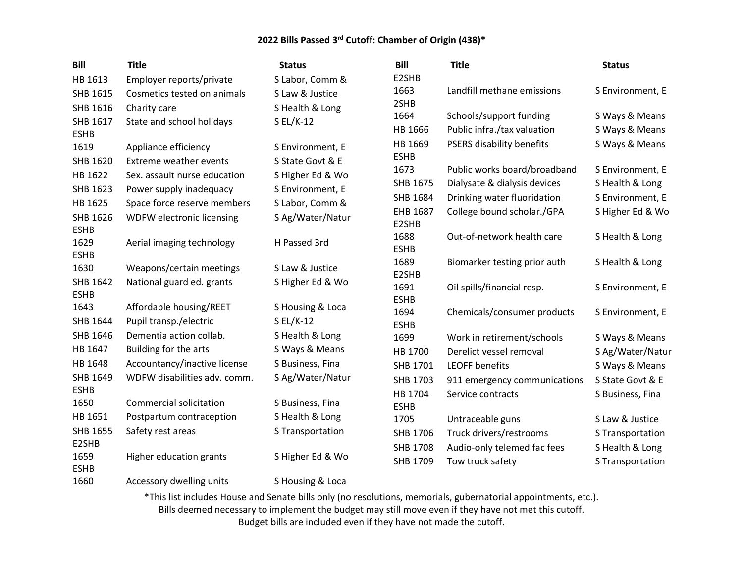### 2022 Bills Passed 3rd Cutoff: Chamber of Origin (438)*

| Bill | Title | Status |
|---|---|---|
| HB 1613 | Employer reports/private | S Labor, Comm & |
| SHB 1615 | Cosmetics tested on animals | S Law & Justice |
| SHB 1616 | Charity care | S Health & Long |
| SHB 1617 | State and school holidays | S EL/K-12 |
| ESHB 1619 | Appliance efficiency | S Environment, E |
| SHB 1620 | Extreme weather events | S State Govt & E |
| HB 1622 | Sex. assault nurse education | S Higher Ed & Wo |
| SHB 1623 | Power supply inadequacy | S Environment, E |
| HB 1625 | Space force reserve members | S Labor, Comm & |
| SHB 1626 | WDFW electronic licensing | S Ag/Water/Natur |
| ESHB 1629 | Aerial imaging technology | H Passed 3rd |
| ESHB 1630 | Weapons/certain meetings | S Law & Justice |
| SHB 1642 | National guard ed. grants | S Higher Ed & Wo |
| ESHB 1643 | Affordable housing/REET | S Housing & Loca |
| SHB 1644 | Pupil transp./electric | S EL/K-12 |
| SHB 1646 | Dementia action collab. | S Health & Long |
| HB 1647 | Building for the arts | S Ways & Means |
| HB 1648 | Accountancy/inactive license | S Business, Fina |
| SHB 1649 | WDFW disabilities adv. comm. | S Ag/Water/Natur |
| ESHB 1650 | Commercial solicitation | S Business, Fina |
| HB 1651 | Postpartum contraception | S Health & Long |
| SHB 1655 | Safety rest areas | S Transportation |
| E2SHB 1659 | Higher education grants | S Higher Ed & Wo |
| ESHB 1660 | Accessory dwelling units | S Housing & Loca |
| E2SHB 1663 | Landfill methane emissions | S Environment, E |
| 2SHB 1664 | Schools/support funding | S Ways & Means |
| HB 1666 | Public infra./tax valuation | S Ways & Means |
| HB 1669 | PSERS disability benefits | S Ways & Means |
| ESHB 1673 | Public works board/broadband | S Environment, E |
| SHB 1675 | Dialysate & dialysis devices | S Health & Long |
| SHB 1684 | Drinking water fluoridation | S Environment, E |
| EHB 1687 | College bound scholar./GPA | S Higher Ed & Wo |
| E2SHB 1688 | Out-of-network health care | S Health & Long |
| ESHB 1689 | Biomarker testing prior auth | S Health & Long |
| E2SHB 1691 | Oil spills/financial resp. | S Environment, E |
| ESHB 1694 | Chemicals/consumer products | S Environment, E |
| ESHB 1699 | Work in retirement/schools | S Ways & Means |
| HB 1700 | Derelict vessel removal | S Ag/Water/Natur |
| SHB 1701 | LEOFF benefits | S Ways & Means |
| SHB 1703 | 911 emergency communications | S State Govt & E |
| HB 1704 | Service contracts | S Business, Fina |
| ESHB 1705 | Untraceable guns | S Law & Justice |
| SHB 1706 | Truck drivers/restrooms | S Transportation |
| SHB 1708 | Audio-only telemed fac fees | S Health & Long |
| SHB 1709 | Tow truck safety | S Transportation |

*This list includes House and Senate bills only (no resolutions, memorials, gubernatorial appointments, etc.).
Bills deemed necessary to implement the budget may still move even if they have not met this cutoff.
Budget bills are included even if they have not made the cutoff.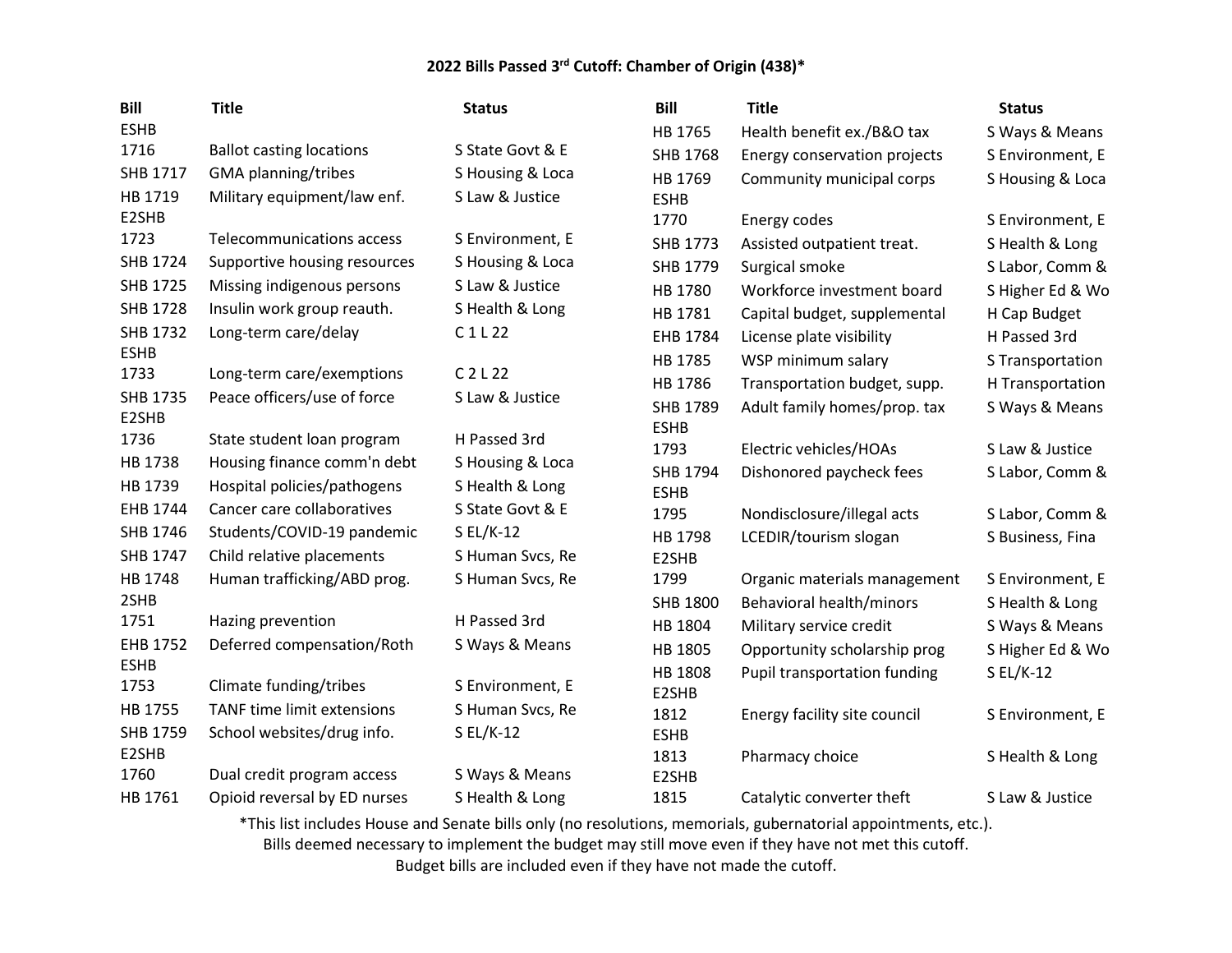## 2022 Bills Passed 3[rd] Cutoff: Chamber of Origin (438)*

| Bill | Title | Status |
|---|---|---|
| ESHB 1716 | Ballot casting locations | S State Govt & E |
| SHB 1717 | GMA planning/tribes | S Housing & Loca |
| HB 1719 | Military equipment/law enf. | S Law & Justice |
| E2SHB 1723 | Telecommunications access | S Environment, E |
| SHB 1724 | Supportive housing resources | S Housing & Loca |
| SHB 1725 | Missing indigenous persons | S Law & Justice |
| SHB 1728 | Insulin work group reauth. | S Health & Long |
| SHB 1732 | Long-term care/delay | C 1 L 22 |
| ESHB 1733 | Long-term care/exemptions | C 2 L 22 |
| SHB 1735 | Peace officers/use of force | S Law & Justice |
| E2SHB 1736 | State student loan program | H Passed 3rd |
| HB 1738 | Housing finance comm'n debt | S Housing & Loca |
| HB 1739 | Hospital policies/pathogens | S Health & Long |
| EHB 1744 | Cancer care collaboratives | S State Govt & E |
| SHB 1746 | Students/COVID-19 pandemic | S EL/K-12 |
| SHB 1747 | Child relative placements | S Human Svcs, Re |
| HB 1748 | Human trafficking/ABD prog. | S Human Svcs, Re |
| 2SHB 1751 | Hazing prevention | H Passed 3rd |
| EHB 1752 | Deferred compensation/Roth | S Ways & Means |
| ESHB 1753 | Climate funding/tribes | S Environment, E |
| HB 1755 | TANF time limit extensions | S Human Svcs, Re |
| SHB 1759 | School websites/drug info. | S EL/K-12 |
| E2SHB 1760 | Dual credit program access | S Ways & Means |
| HB 1761 | Opioid reversal by ED nurses | S Health & Long |
| HB 1765 | Health benefit ex./B&O tax | S Ways & Means |
| SHB 1768 | Energy conservation projects | S Environment, E |
| HB 1769 | Community municipal corps | S Housing & Loca |
| ESHB 1770 | Energy codes | S Environment, E |
| SHB 1773 | Assisted outpatient treat. | S Health & Long |
| SHB 1779 | Surgical smoke | S Labor, Comm & |
| HB 1780 | Workforce investment board | S Higher Ed & Wo |
| HB 1781 | Capital budget, supplemental | H Cap Budget |
| EHB 1784 | License plate visibility | H Passed 3rd |
| HB 1785 | WSP minimum salary | S Transportation |
| HB 1786 | Transportation budget, supp. | H Transportation |
| SHB 1789 | Adult family homes/prop. tax | S Ways & Means |
| ESHB 1793 | Electric vehicles/HOAs | S Law & Justice |
| SHB 1794 | Dishonored paycheck fees | S Labor, Comm & |
| ESHB 1795 | Nondisclosure/illegal acts | S Labor, Comm & |
| HB 1798 | LCEDIR/tourism slogan | S Business, Fina |
| E2SHB 1799 | Organic materials management | S Environment, E |
| SHB 1800 | Behavioral health/minors | S Health & Long |
| HB 1804 | Military service credit | S Ways & Means |
| HB 1805 | Opportunity scholarship prog | S Higher Ed & Wo |
| HB 1808 | Pupil transportation funding | S EL/K-12 |
| E2SHB 1812 | Energy facility site council | S Environment, E |
| ESHB 1813 | Pharmacy choice | S Health & Long |
| E2SHB 1815 | Catalytic converter theft | S Law & Justice |

*This list includes House and Senate bills only (no resolutions, memorials, gubernatorial appointments, etc.).
Bills deemed necessary to implement the budget may still move even if they have not met this cutoff.
Budget bills are included even if they have not made the cutoff.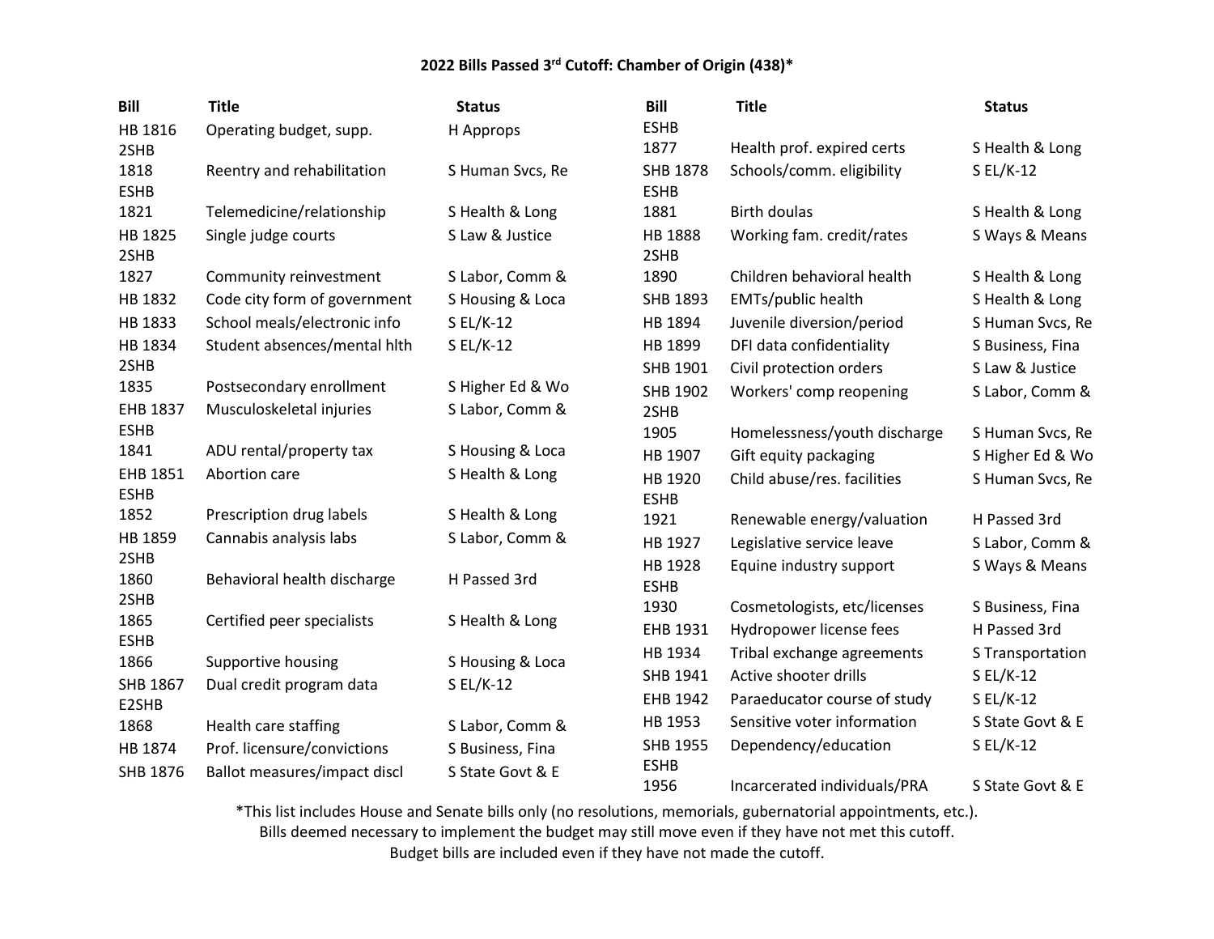# 2022 Bills Passed 3rd Cutoff: Chamber of Origin (438)*

| Bill | Title | Status |
|---|---|---|
| HB 1816 | Operating budget, supp. | H Approps |
| 2SHB 1818 | Reentry and rehabilitation | S Human Svcs, Re |
| ESHB 1821 | Telemedicine/relationship | S Health & Long |
| HB 1825 | Single judge courts | S Law & Justice |
| 2SHB 1827 | Community reinvestment | S Labor, Comm & |
| HB 1832 | Code city form of government | S Housing & Loca |
| HB 1833 | School meals/electronic info | S EL/K-12 |
| HB 1834 | Student absences/mental hlth | S EL/K-12 |
| 2SHB 1835 | Postsecondary enrollment | S Higher Ed & Wo |
| EHB 1837 | Musculoskeletal injuries | S Labor, Comm & |
| ESHB 1841 | ADU rental/property tax | S Housing & Loca |
| EHB 1851 | Abortion care | S Health & Long |
| ESHB 1852 | Prescription drug labels | S Health & Long |
| HB 1859 | Cannabis analysis labs | S Labor, Comm & |
| 2SHB 1860 | Behavioral health discharge | H Passed 3rd |
| 2SHB 1865 | Certified peer specialists | S Health & Long |
| ESHB 1866 | Supportive housing | S Housing & Loca |
| SHB 1867 | Dual credit program data | S EL/K-12 |
| E2SHB 1868 | Health care staffing | S Labor, Comm & |
| HB 1874 | Prof. licensure/convictions | S Business, Fina |
| SHB 1876 | Ballot measures/impact discl | S State Govt & E |
| ESHB 1877 | Health prof. expired certs | S Health & Long |
| SHB 1878 | Schools/comm. eligibility | S EL/K-12 |
| ESHB 1881 | Birth doulas | S Health & Long |
| HB 1888 | Working fam. credit/rates | S Ways & Means |
| 2SHB 1890 | Children behavioral health | S Health & Long |
| SHB 1893 | EMTs/public health | S Health & Long |
| HB 1894 | Juvenile diversion/period | S Human Svcs, Re |
| HB 1899 | DFI data confidentiality | S Business, Fina |
| SHB 1901 | Civil protection orders | S Law & Justice |
| SHB 1902 | Workers' comp reopening | S Labor, Comm & |
| 2SHB 1905 | Homelessness/youth discharge | S Human Svcs, Re |
| HB 1907 | Gift equity packaging | S Higher Ed & Wo |
| HB 1920 | Child abuse/res. facilities | S Human Svcs, Re |
| ESHB 1921 | Renewable energy/valuation | H Passed 3rd |
| HB 1927 | Legislative service leave | S Labor, Comm & |
| HB 1928 | Equine industry support | S Ways & Means |
| ESHB 1930 | Cosmetologists, etc/licenses | S Business, Fina |
| EHB 1931 | Hydropower license fees | H Passed 3rd |
| HB 1934 | Tribal exchange agreements | S Transportation |
| SHB 1941 | Active shooter drills | S EL/K-12 |
| EHB 1942 | Paraeducator course of study | S EL/K-12 |
| HB 1953 | Sensitive voter information | S State Govt & E |
| SHB 1955 | Dependency/education | S EL/K-12 |
| ESHB 1956 | Incarcerated individuals/PRA | S State Govt & E |

*This list includes House and Senate bills only (no resolutions, memorials, gubernatorial appointments, etc.).
Bills deemed necessary to implement the budget may still move even if they have not met this cutoff.
Budget bills are included even if they have not made the cutoff.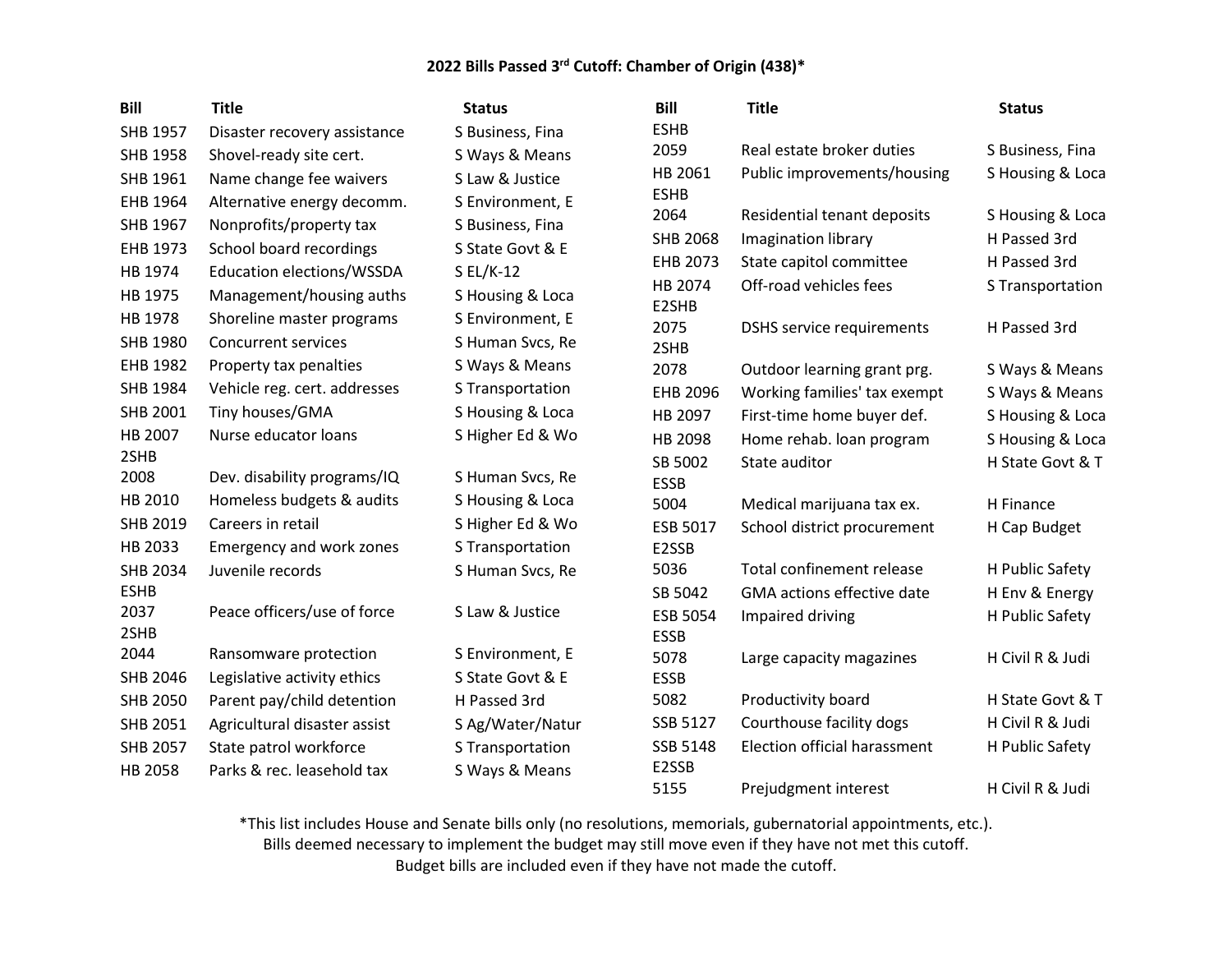### 2022 Bills Passed 3rd Cutoff: Chamber of Origin (438)*

| Bill | Title | Status |
|---|---|---|
| SHB 1957 | Disaster recovery assistance | S Business, Fina |
| SHB 1958 | Shovel-ready site cert. | S Ways & Means |
| SHB 1961 | Name change fee waivers | S Law & Justice |
| EHB 1964 | Alternative energy decomm. | S Environment, E |
| SHB 1967 | Nonprofits/property tax | S Business, Fina |
| EHB 1973 | School board recordings | S State Govt & E |
| HB 1974 | Education elections/WSSDA | S EL/K-12 |
| HB 1975 | Management/housing auths | S Housing & Loca |
| HB 1978 | Shoreline master programs | S Environment, E |
| SHB 1980 | Concurrent services | S Human Svcs, Re |
| EHB 1982 | Property tax penalties | S Ways & Means |
| SHB 1984 | Vehicle reg. cert. addresses | S Transportation |
| SHB 2001 | Tiny houses/GMA | S Housing & Loca |
| HB 2007 | Nurse educator loans | S Higher Ed & Wo |
| 2SHB 2008 | Dev. disability programs/IQ | S Human Svcs, Re |
| HB 2010 | Homeless budgets & audits | S Housing & Loca |
| SHB 2019 | Careers in retail | S Higher Ed & Wo |
| HB 2033 | Emergency and work zones | S Transportation |
| SHB 2034 | Juvenile records | S Human Svcs, Re |
| ESHB 2037 | Peace officers/use of force | S Law & Justice |
| 2SHB 2044 | Ransomware protection | S Environment, E |
| SHB 2046 | Legislative activity ethics | S State Govt & E |
| SHB 2050 | Parent pay/child detention | H Passed 3rd |
| SHB 2051 | Agricultural disaster assist | S Ag/Water/Natur |
| SHB 2057 | State patrol workforce | S Transportation |
| HB 2058 | Parks & rec. leasehold tax | S Ways & Means |
| ESHB 2059 | Real estate broker duties | S Business, Fina |
| HB 2061 | Public improvements/housing | S Housing & Loca |
| ESHB 2064 | Residential tenant deposits | S Housing & Loca |
| SHB 2068 | Imagination library | H Passed 3rd |
| EHB 2073 | State capitol committee | H Passed 3rd |
| HB 2074 | Off-road vehicles fees | S Transportation |
| E2SHB 2075 | DSHS service requirements | H Passed 3rd |
| 2SHB 2078 | Outdoor learning grant prg. | S Ways & Means |
| EHB 2096 | Working families' tax exempt | S Ways & Means |
| HB 2097 | First-time home buyer def. | S Housing & Loca |
| HB 2098 | Home rehab. loan program | S Housing & Loca |
| SB 5002 | State auditor | H State Govt & T |
| ESSB 5004 | Medical marijuana tax ex. | H Finance |
| ESB 5017 | School district procurement | H Cap Budget |
| E2SSB 5036 | Total confinement release | H Public Safety |
| SB 5042 | GMA actions effective date | H Env & Energy |
| ESB 5054 | Impaired driving | H Public Safety |
| ESSB 5078 | Large capacity magazines | H Civil R & Judi |
| ESSB 5082 | Productivity board | H State Govt & T |
| SSB 5127 | Courthouse facility dogs | H Civil R & Judi |
| SSB 5148 | Election official harassment | H Public Safety |
| E2SSB 5155 | Prejudgment interest | H Civil R & Judi |

*This list includes House and Senate bills only (no resolutions, memorials, gubernatorial appointments, etc.).
Bills deemed necessary to implement the budget may still move even if they have not met this cutoff.
Budget bills are included even if they have not made the cutoff.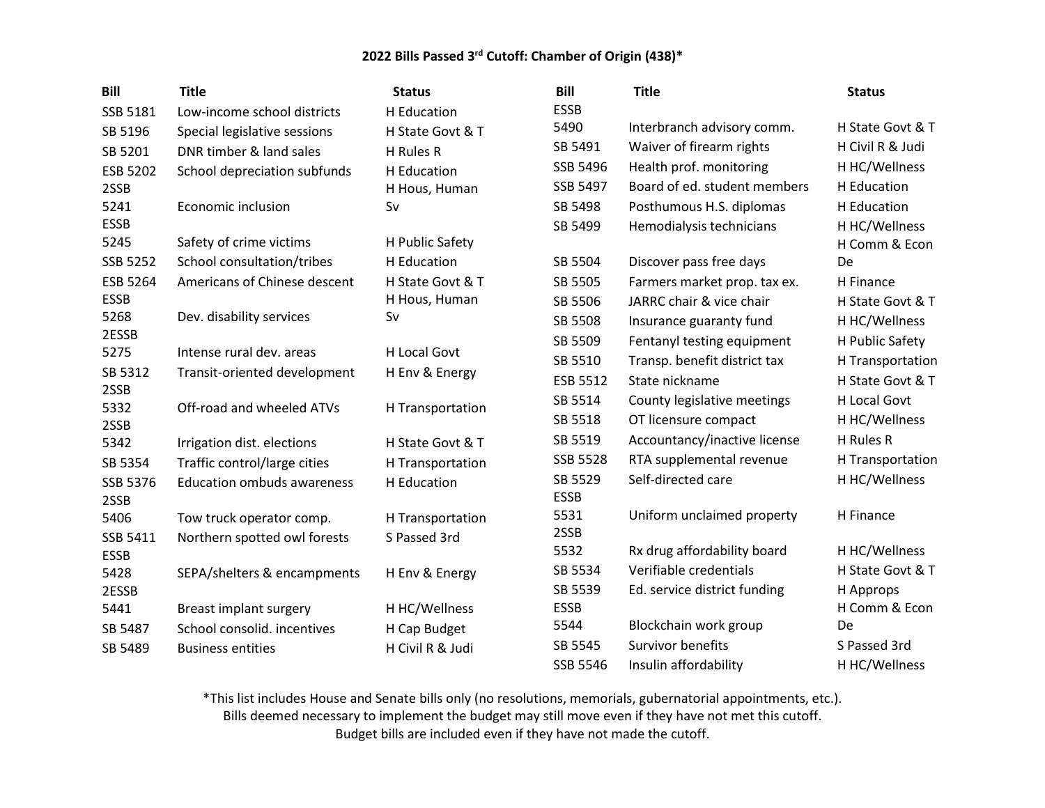**2022 Bills Passed 3rd Cutoff: Chamber of Origin (438)***

| Bill | Title | Status |
|---|---|---|
| SSB 5181 | Low-income school districts | H Education |
| SB 5196 | Special legislative sessions | H State Govt & T |
| SB 5201 | DNR timber & land sales | H Rules R |
| ESB 5202 | School depreciation subfunds | H Education |
| 2SSB 5241 | Economic inclusion | H Hous, Human Sv |
| ESSB 5245 | Safety of crime victims | H Public Safety |
| SSB 5252 | School consultation/tribes | H Education |
| ESB 5264 | Americans of Chinese descent | H State Govt & T |
| ESSB 5268 | Dev. disability services | H Hous, Human Sv |
| 2ESSB 5275 | Intense rural dev. areas | H Local Govt |
| SB 5312 | Transit-oriented development | H Env & Energy |
| 2SSB 5332 | Off-road and wheeled ATVs | H Transportation |
| 2SSB 5342 | Irrigation dist. elections | H State Govt & T |
| SB 5354 | Traffic control/large cities | H Transportation |
| SSB 5376 | Education ombuds awareness | H Education |
| 2SSB 5406 | Tow truck operator comp. | H Transportation |
| SSB 5411 | Northern spotted owl forests | S Passed 3rd |
| ESSB 5428 | SEPA/shelters & encampments | H Env & Energy |
| 2ESSB 5441 | Breast implant surgery | H HC/Wellness |
| SB 5487 | School consolid. incentives | H Cap Budget |
| SB 5489 | Business entities | H Civil R & Judi |
| ESSB 5490 | Interbranch advisory comm. | H State Govt & T |
| SB 5491 | Waiver of firearm rights | H Civil R & Judi |
| SSB 5496 | Health prof. monitoring | H HC/Wellness |
| SSB 5497 | Board of ed. student members | H Education |
| SB 5498 | Posthumous H.S. diplomas | H Education |
| SB 5499 | Hemodialysis technicians | H HC/Wellness |
| SB 5504 | Discover pass free days | H Comm & Econ De |
| SB 5505 | Farmers market prop. tax ex. | H Finance |
| SB 5506 | JARRC chair & vice chair | H State Govt & T |
| SB 5508 | Insurance guaranty fund | H HC/Wellness |
| SB 5509 | Fentanyl testing equipment | H Public Safety |
| SB 5510 | Transp. benefit district tax | H Transportation |
| ESB 5512 | State nickname | H State Govt & T |
| SB 5514 | County legislative meetings | H Local Govt |
| SB 5518 | OT licensure compact | H HC/Wellness |
| SB 5519 | Accountancy/inactive license | H Rules R |
| SSB 5528 | RTA supplemental revenue | H Transportation |
| SB 5529 | Self-directed care | H HC/Wellness |
| ESSB 5531 | Uniform unclaimed property | H Finance |
| 2SSB 5532 | Rx drug affordability board | H HC/Wellness |
| SB 5534 | Verifiable credentials | H State Govt & T |
| SB 5539 | Ed. service district funding | H Approps |
| ESSB 5544 | Blockchain work group | H Comm & Econ De |
| SB 5545 | Survivor benefits | S Passed 3rd |
| SSB 5546 | Insulin affordability | H HC/Wellness |

*This list includes House and Senate bills only (no resolutions, memorials, gubernatorial appointments, etc.).
Bills deemed necessary to implement the budget may still move even if they have not met this cutoff.
Budget bills are included even if they have not made the cutoff.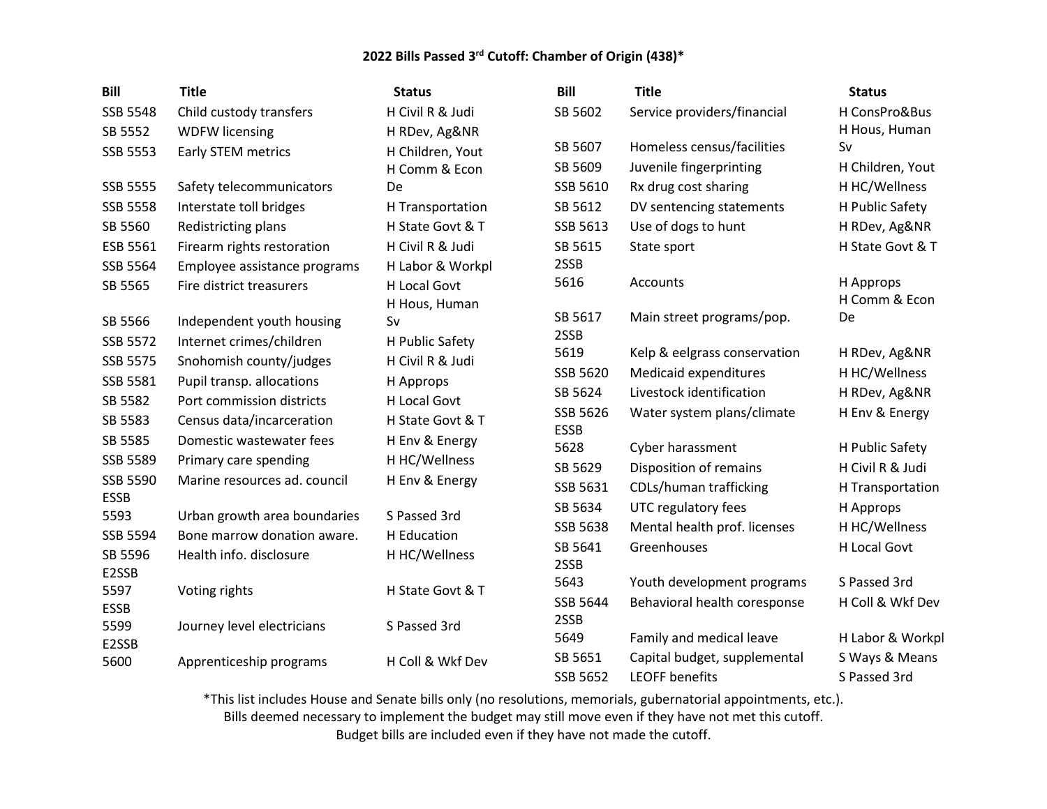**2022 Bills Passed 3rd Cutoff: Chamber of Origin (438)***

| Bill | Title | Status |
| --- | --- | --- |
| SSB 5548 | Child custody transfers | H Civil R & Judi |
| SB 5552 | WDFW licensing | H RDev, Ag&NR |
| SSB 5553 | Early STEM metrics | H Children, Yout |
| SSB 5555 | Safety telecommunicators | H Comm & Econ De |
| SSB 5558 | Interstate toll bridges | H Transportation |
| SB 5560 | Redistricting plans | H State Govt & T |
| ESB 5561 | Firearm rights restoration | H Civil R & Judi |
| SSB 5564 | Employee assistance programs | H Labor & Workpl |
| SB 5565 | Fire district treasurers | H Local Govt |
| SB 5566 | Independent youth housing | H Hous, Human Sv |
| SSB 5572 | Internet crimes/children | H Public Safety |
| SSB 5575 | Snohomish county/judges | H Civil R & Judi |
| SSB 5581 | Pupil transp. allocations | H Approps |
| SB 5582 | Port commission districts | H Local Govt |
| SB 5583 | Census data/incarceration | H State Govt & T |
| SB 5585 | Domestic wastewater fees | H Env & Energy |
| SSB 5589 | Primary care spending | H HC/Wellness |
| SSB 5590 | Marine resources ad. council | H Env & Energy |
| ESSB 5593 | Urban growth area boundaries | S Passed 3rd |
| SSB 5594 | Bone marrow donation aware. | H Education |
| SB 5596 | Health info. disclosure | H HC/Wellness |
| E2SSB 5597 | Voting rights | H State Govt & T |
| ESSB 5599 | Journey level electricians | S Passed 3rd |
| E2SSB 5600 | Apprenticeship programs | H Coll & Wkf Dev |
| SB 5602 | Service providers/financial | H ConsPro&Bus |
| SB 5607 | Homeless census/facilities | H Hous, Human Sv |
| SB 5609 | Juvenile fingerprinting | H Children, Yout |
| SSB 5610 | Rx drug cost sharing | H HC/Wellness |
| SB 5612 | DV sentencing statements | H Public Safety |
| SSB 5613 | Use of dogs to hunt | H RDev, Ag&NR |
| SB 5615 | State sport | H State Govt & T |
| 2SSB 5616 | Accounts | H Approps |
| SB 5617 | Main street programs/pop. | H Comm & Econ De |
| 2SSB 5619 | Kelp & eelgrass conservation | H RDev, Ag&NR |
| SSB 5620 | Medicaid expenditures | H HC/Wellness |
| SB 5624 | Livestock identification | H RDev, Ag&NR |
| SSB 5626 | Water system plans/climate | H Env & Energy |
| ESSB 5628 | Cyber harassment | H Public Safety |
| SB 5629 | Disposition of remains | H Civil R & Judi |
| SSB 5631 | CDLs/human trafficking | H Transportation |
| SB 5634 | UTC regulatory fees | H Approps |
| SSB 5638 | Mental health prof. licenses | H HC/Wellness |
| SB 5641 | Greenhouses | H Local Govt |
| 2SSB 5643 | Youth development programs | S Passed 3rd |
| SSB 5644 | Behavioral health coresponse | H Coll & Wkf Dev |
| 2SSB 5649 | Family and medical leave | H Labor & Workpl |
| SB 5651 | Capital budget, supplemental | S Ways & Means |
| SSB 5652 | LEOFF benefits | S Passed 3rd |

*This list includes House and Senate bills only (no resolutions, memorials, gubernatorial appointments, etc.).
Bills deemed necessary to implement the budget may still move even if they have not met this cutoff.
Budget bills are included even if they have not made the cutoff.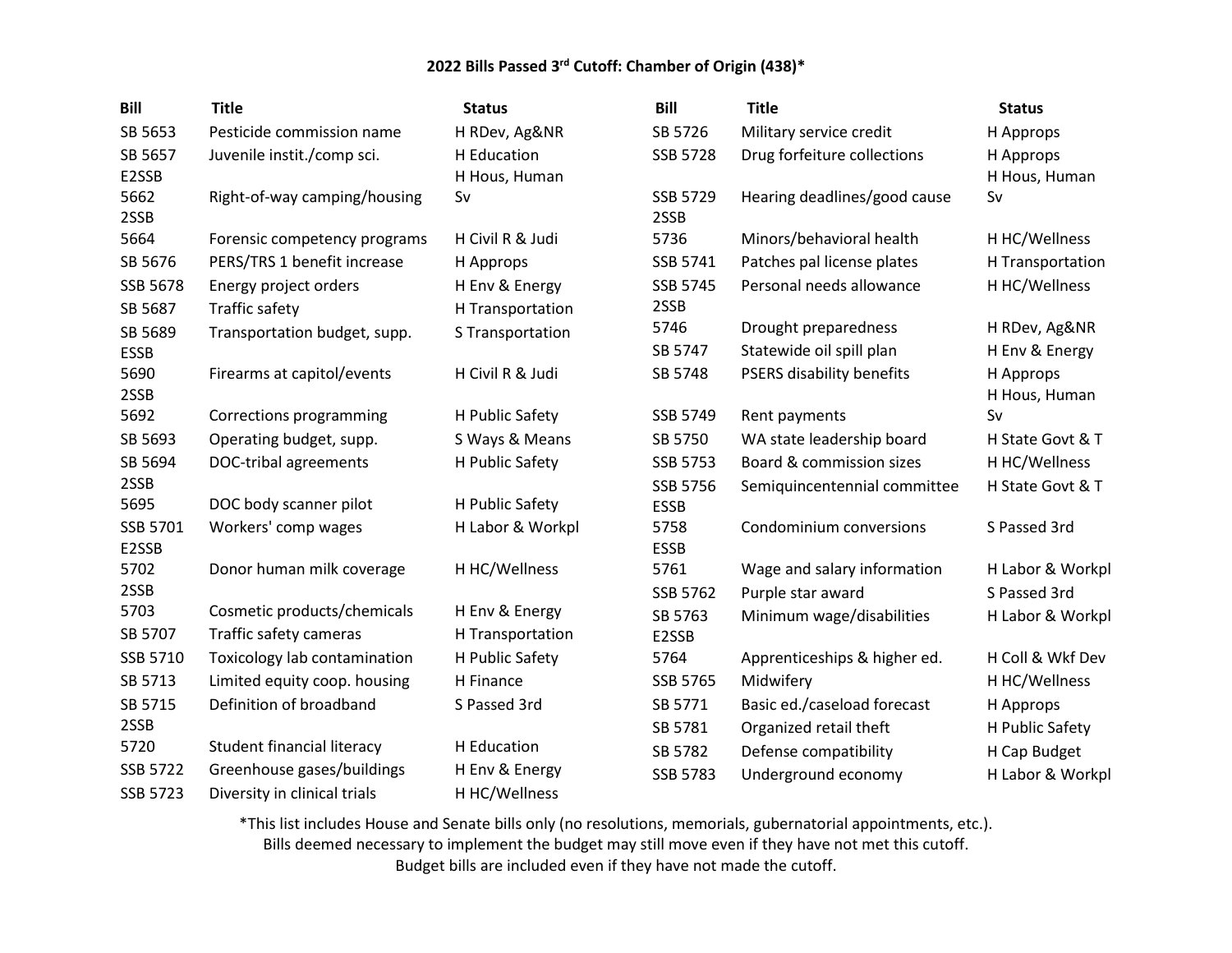## 2022 Bills Passed 3rd Cutoff: Chamber of Origin (438)*

| Bill | Title | Status |
|---|---|---|
| SB 5653 | Pesticide commission name | H RDev, Ag&NR |
| SB 5657 | Juvenile instit./comp sci. | H Education |
| E2SSB 5662 | Right-of-way camping/housing | H Hous, Human Sv |
| 2SSB 5664 | Forensic competency programs | H Civil R & Judi |
| SB 5676 | PERS/TRS 1 benefit increase | H Approps |
| SSB 5678 | Energy project orders | H Env & Energy |
| SB 5687 | Traffic safety | H Transportation |
| SB 5689 | Transportation budget, supp. | S Transportation |
| ESSB 5690 | Firearms at capitol/events | H Civil R & Judi |
| 2SSB 5692 | Corrections programming | H Public Safety |
| SB 5693 | Operating budget, supp. | S Ways & Means |
| SB 5694 | DOC-tribal agreements | H Public Safety |
| 2SSB 5695 | DOC body scanner pilot | H Public Safety |
| SSB 5701 | Workers' comp wages | H Labor & Workpl |
| E2SSB 5702 | Donor human milk coverage | H HC/Wellness |
| 2SSB 5703 | Cosmetic products/chemicals | H Env & Energy |
| SB 5707 | Traffic safety cameras | H Transportation |
| SSB 5710 | Toxicology lab contamination | H Public Safety |
| SB 5713 | Limited equity coop. housing | H Finance |
| SB 5715 | Definition of broadband | S Passed 3rd |
| 2SSB 5720 | Student financial literacy | H Education |
| SSB 5722 | Greenhouse gases/buildings | H Env & Energy |
| SSB 5723 | Diversity in clinical trials | H HC/Wellness |
| SB 5726 | Military service credit | H Approps |
| SSB 5728 | Drug forfeiture collections | H Approps |
| SSB 5729 | Hearing deadlines/good cause | H Hous, Human Sv |
| 2SSB 5736 | Minors/behavioral health | H HC/Wellness |
| SSB 5741 | Patches pal license plates | H Transportation |
| SSB 5745 | Personal needs allowance | H HC/Wellness |
| 2SSB 5746 | Drought preparedness | H RDev, Ag&NR |
| SB 5747 | Statewide oil spill plan | H Env & Energy |
| SB 5748 | PSERS disability benefits | H Approps |
| SSB 5749 | Rent payments | H Hous, Human Sv |
| SB 5750 | WA state leadership board | H State Govt & T |
| SSB 5753 | Board & commission sizes | H HC/Wellness |
| SSB 5756 | Semiquincentennial committee | H State Govt & T |
| ESSB 5758 | Condominium conversions | S Passed 3rd |
| ESSB 5761 | Wage and salary information | H Labor & Workpl |
| SSB 5762 | Purple star award | S Passed 3rd |
| SB 5763 | Minimum wage/disabilities | H Labor & Workpl |
| E2SSB 5764 | Apprenticeships & higher ed. | H Coll & Wkf Dev |
| SSB 5765 | Midwifery | H HC/Wellness |
| SB 5771 | Basic ed./caseload forecast | H Approps |
| SB 5781 | Organized retail theft | H Public Safety |
| SB 5782 | Defense compatibility | H Cap Budget |
| SSB 5783 | Underground economy | H Labor & Workpl |

*This list includes House and Senate bills only (no resolutions, memorials, gubernatorial appointments, etc.).
Bills deemed necessary to implement the budget may still move even if they have not met this cutoff.
Budget bills are included even if they have not made the cutoff.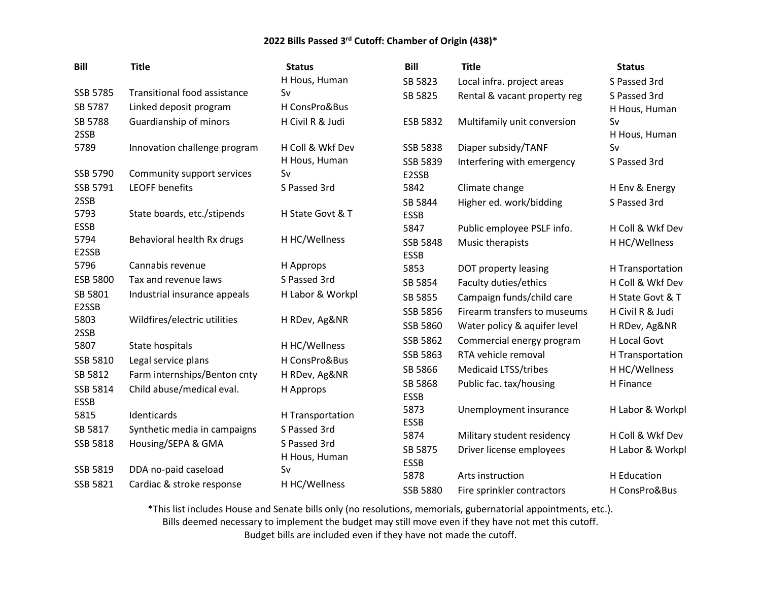## 2022 Bills Passed 3rd Cutoff: Chamber of Origin (438)*

| Bill | Title | Status |
|---|---|---|
| SSB 5785 | Transitional food assistance | H Hous, Human Sv |
| SB 5787 | Linked deposit program | H ConsPro&Bus |
| SB 5788 | Guardianship of minors | H Civil R & Judi |
| 2SSB 5789 | Innovation challenge program | H Coll & Wkf Dev |
| SSB 5790 | Community support services | H Hous, Human Sv |
| SSB 5791 | LEOFF benefits | S Passed 3rd |
| 2SSB 5793 | State boards, etc./stipends | H State Govt & T |
| ESSB 5794 | Behavioral health Rx drugs | H HC/Wellness |
| E2SSB 5796 | Cannabis revenue | H Approps |
| ESB 5800 | Tax and revenue laws | S Passed 3rd |
| SB 5801 | Industrial insurance appeals | H Labor & Workpl |
| E2SSB 5803 | Wildfires/electric utilities | H RDev, Ag&NR |
| 2SSB 5807 | State hospitals | H HC/Wellness |
| SSB 5810 | Legal service plans | H ConsPro&Bus |
| SB 5812 | Farm internships/Benton cnty | H RDev, Ag&NR |
| SSB 5814 | Child abuse/medical eval. | H Approps |
| ESSB 5815 | Identicards | H Transportation |
| SB 5817 | Synthetic media in campaigns | S Passed 3rd |
| SSB 5818 | Housing/SEPA & GMA | S Passed 3rd |
| SSB 5819 | DDA no-paid caseload | H Hous, Human Sv |
| SSB 5821 | Cardiac & stroke response | H HC/Wellness |
| SB 5823 | Local infra. project areas | S Passed 3rd |
| SB 5825 | Rental & vacant property reg | S Passed 3rd |
| ESB 5832 | Multifamily unit conversion | H Hous, Human Sv |
| SSB 5838 | Diaper subsidy/TANF | H Hous, Human Sv |
| SSB 5839 | Interfering with emergency | S Passed 3rd |
| E2SSB 5842 | Climate change | H Env & Energy |
| SB 5844 | Higher ed. work/bidding | S Passed 3rd |
| ESSB 5847 | Public employee PSLF info. | H Coll & Wkf Dev |
| SSB 5848 | Music therapists | H HC/Wellness |
| ESSB 5853 | DOT property leasing | H Transportation |
| SB 5854 | Faculty duties/ethics | H Coll & Wkf Dev |
| SB 5855 | Campaign funds/child care | H State Govt & T |
| SSB 5856 | Firearm transfers to museums | H Civil R & Judi |
| SSB 5860 | Water policy & aquifer level | H RDev, Ag&NR |
| SSB 5862 | Commercial energy program | H Local Govt |
| SSB 5863 | RTA vehicle removal | H Transportation |
| SB 5866 | Medicaid LTSS/tribes | H HC/Wellness |
| SB 5868 | Public fac. tax/housing | H Finance |
| ESSB 5873 | Unemployment insurance | H Labor & Workpl |
| ESSB 5874 | Military student residency | H Coll & Wkf Dev |
| SB 5875 | Driver license employees | H Labor & Workpl |
| ESSB 5878 | Arts instruction | H Education |
| SSB 5880 | Fire sprinkler contractors | H ConsPro&Bus |

*This list includes House and Senate bills only (no resolutions, memorials, gubernatorial appointments, etc.).
Bills deemed necessary to implement the budget may still move even if they have not met this cutoff.
Budget bills are included even if they have not made the cutoff.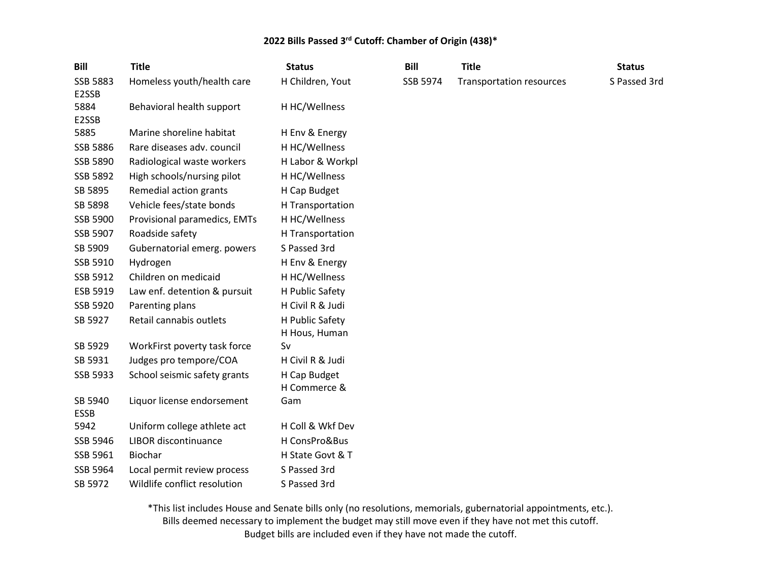**2022 Bills Passed 3rd Cutoff: Chamber of Origin (438)***

| Bill | Title | Status |
|---|---|---|
| SSB 5883 | Homeless youth/health care | H Children, Yout |
| E2SSB 5884 | Behavioral health support | H HC/Wellness |
| E2SSB 5885 | Marine shoreline habitat | H Env & Energy |
| SSB 5886 | Rare diseases adv. council | H HC/Wellness |
| SSB 5890 | Radiological waste workers | H Labor & Workpl |
| SSB 5892 | High schools/nursing pilot | H HC/Wellness |
| SB 5895 | Remedial action grants | H Cap Budget |
| SB 5898 | Vehicle fees/state bonds | H Transportation |
| SSB 5900 | Provisional paramedics, EMTs | H HC/Wellness |
| SSB 5907 | Roadside safety | H Transportation |
| SB 5909 | Gubernatorial emerg. powers | S Passed 3rd |
| SSB 5910 | Hydrogen | H Env & Energy |
| SSB 5912 | Children on medicaid | H HC/Wellness |
| ESB 5919 | Law enf. detention & pursuit | H Public Safety |
| SSB 5920 | Parenting plans | H Civil R & Judi |
| SB 5927 | Retail cannabis outlets | H Public Safety |
| SB 5929 | WorkFirst poverty task force | H Hous, Human Sv |
| SB 5931 | Judges pro tempore/COA | H Civil R & Judi |
| SSB 5933 | School seismic safety grants | H Cap Budget |
| SB 5940 | Liquor license endorsement | H Commerce & Gam |
| ESSB 5942 | Uniform college athlete act | H Coll & Wkf Dev |
| SSB 5946 | LIBOR discontinuance | H ConsPro&Bus |
| SSB 5961 | Biochar | H State Govt & T |
| SSB 5964 | Local permit review process | S Passed 3rd |
| SB 5972 | Wildlife conflict resolution | S Passed 3rd |
| SSB 5974 | Transportation resources | S Passed 3rd |

*This list includes House and Senate bills only (no resolutions, memorials, gubernatorial appointments, etc.).
Bills deemed necessary to implement the budget may still move even if they have not met this cutoff.
Budget bills are included even if they have not made the cutoff.